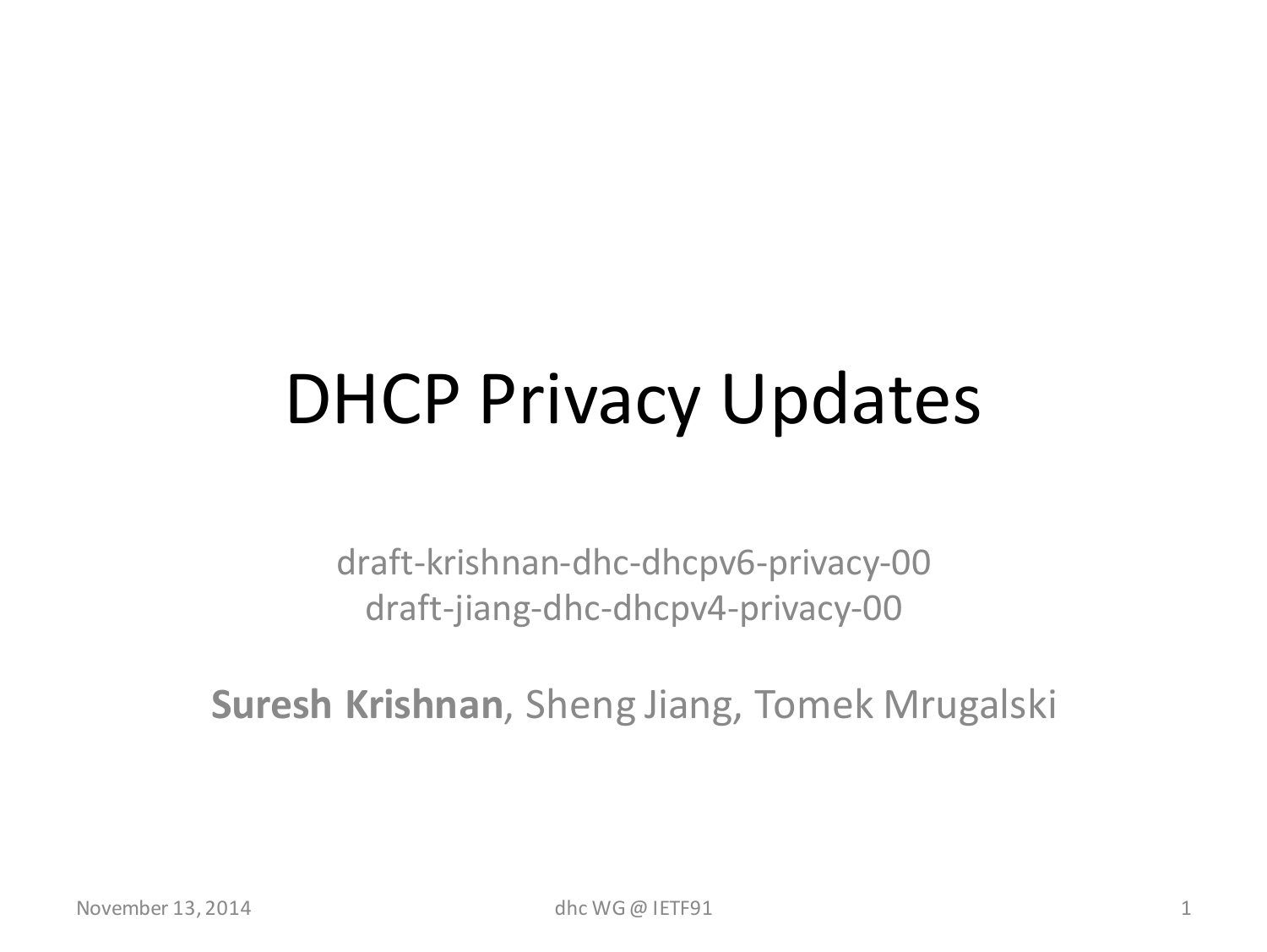# DHCP Privacy Updates

draft-krishnan-dhc-dhcpv6-privacy-00
draft-jiang-dhc-dhcpv4-privacy-00

**Suresh Krishnan**, Sheng Jiang, Tomek Mrugalski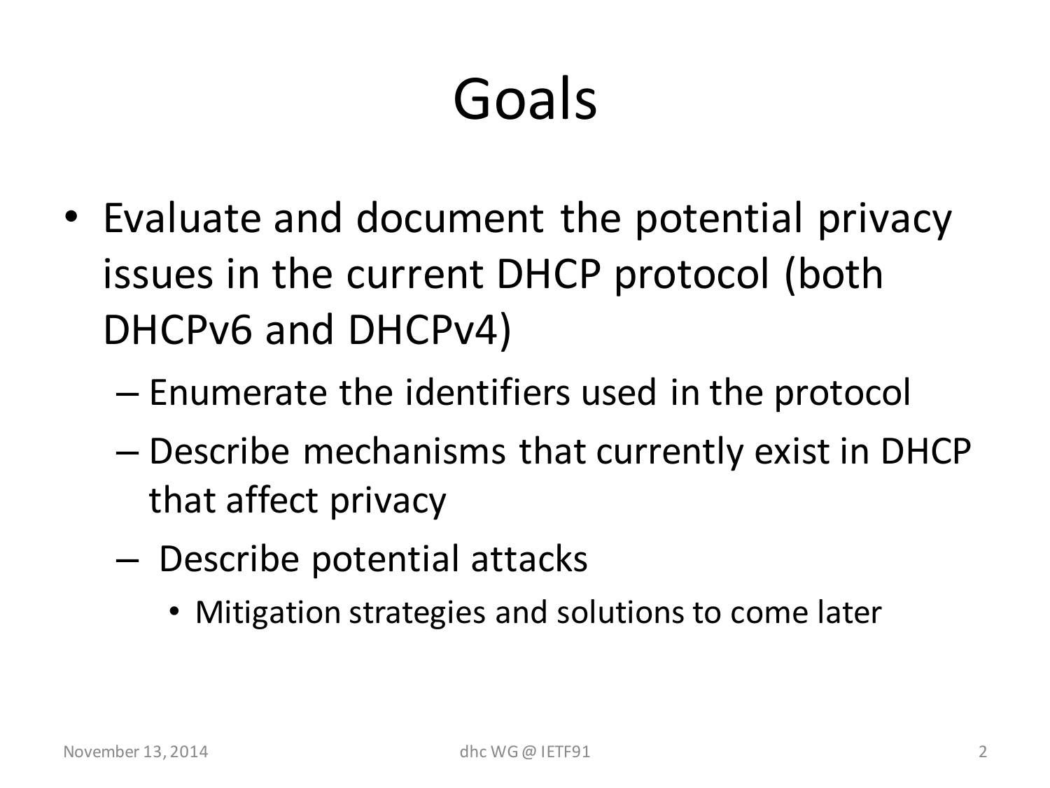# Goals

- Evaluate and document the potential privacy issues in the current DHCP protocol (both DHCPv6 and DHCPv4)
  - Enumerate the identifiers used in the protocol
  - Describe mechanisms that currently exist in DHCP that affect privacy
  - Describe potential attacks
    - Mitigation strategies and solutions to come later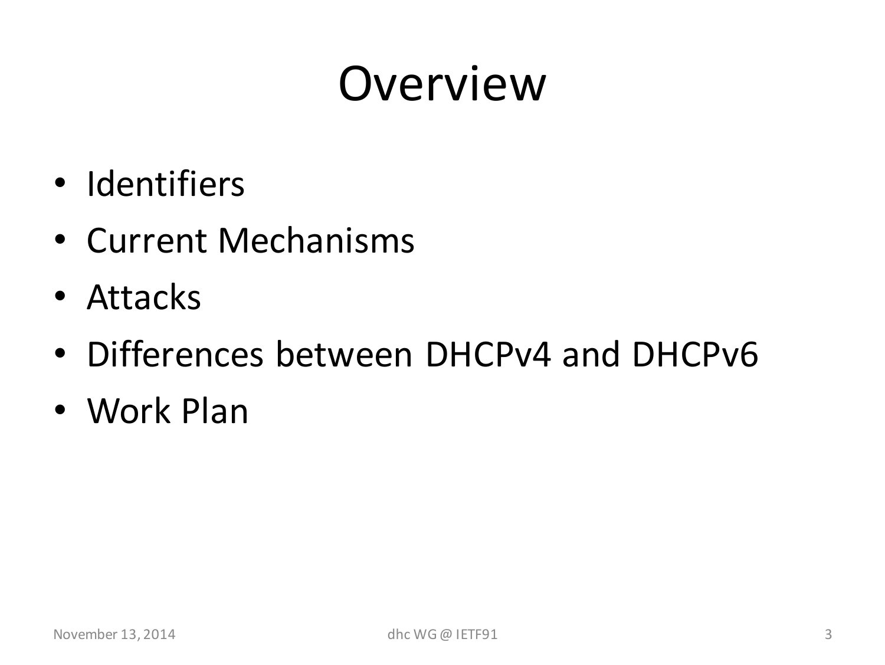# Overview

- Identifiers
- Current Mechanisms
- Attacks
- Differences between DHCPv4 and DHCPv6
- Work Plan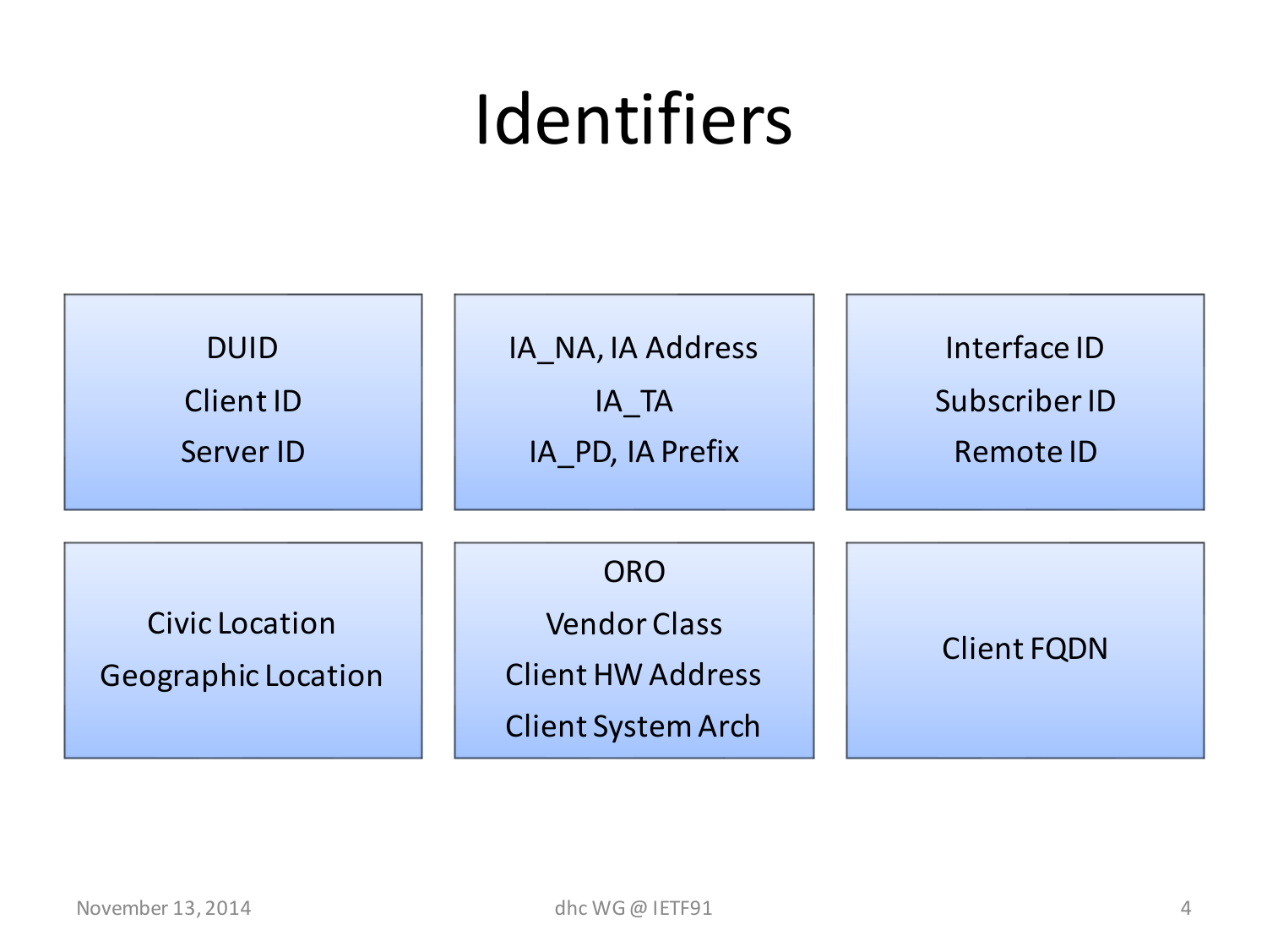# Identifiers

- DUID
- Client ID
- Server ID

- IA_NA, IA Address
- IA_TA
- IA_PD, IA Prefix

- Interface ID
- Subscriber ID
- Remote ID

- Civic Location
- Geographic Location

- ORO
- Vendor Class
- Client HW Address
- Client System Arch

- Client FQDN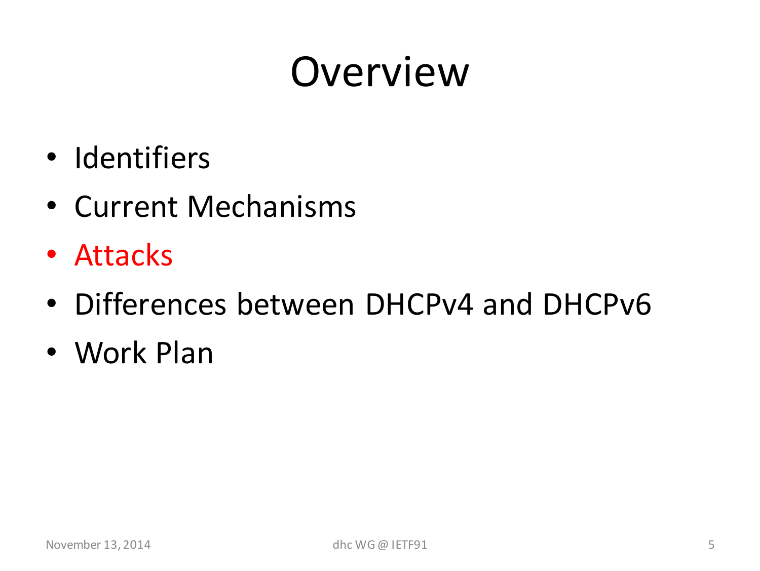# Overview

- Identifiers
- Current Mechanisms
- Attacks
- Differences between DHCPv4 and DHCPv6
- Work Plan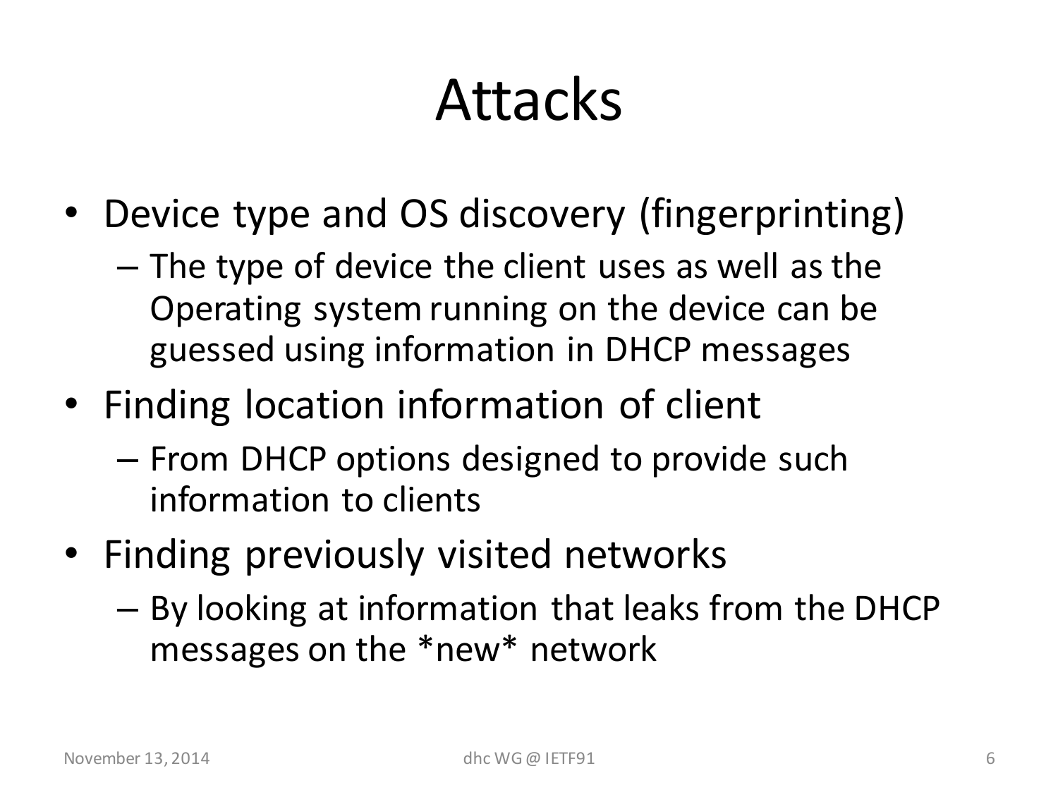# Attacks

- Device type and OS discovery (fingerprinting)
  - The type of device the client uses as well as the Operating system running on the device can be guessed using information in DHCP messages
- Finding location information of client
  - From DHCP options designed to provide such information to clients
- Finding previously visited networks
  - By looking at information that leaks from the DHCP messages on the *new* network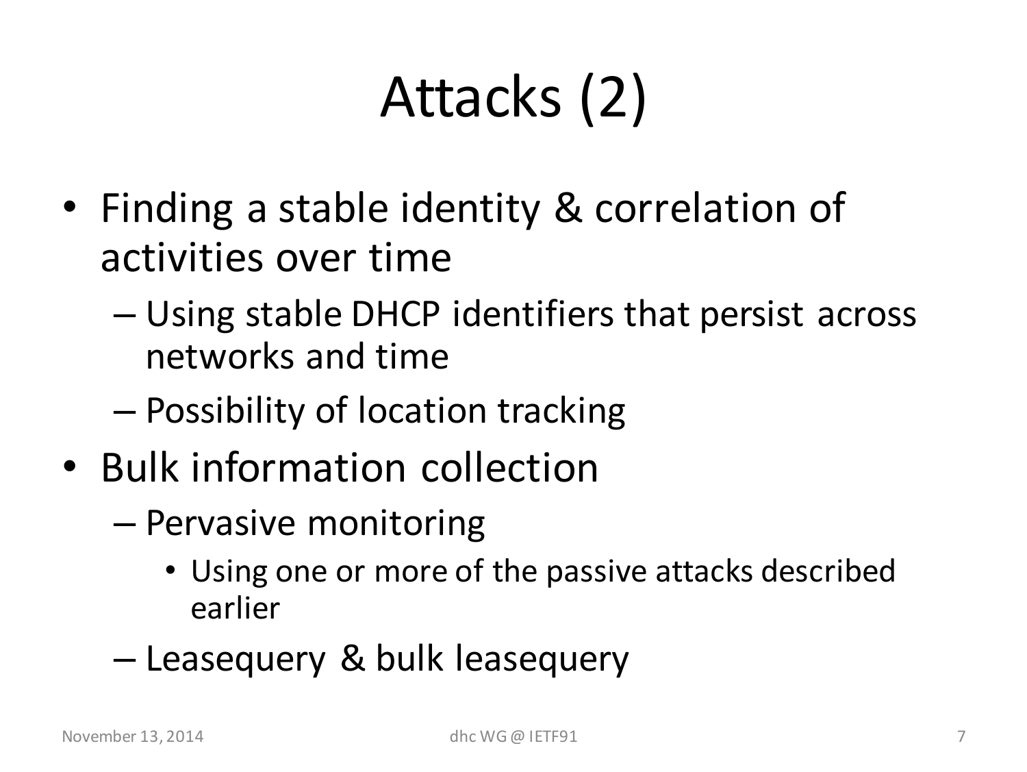# Attacks (2)

- Finding a stable identity & correlation of activities over time
  - Using stable DHCP identifiers that persist across networks and time
  - Possibility of location tracking
- Bulk information collection
  - Pervasive monitoring
    - Using one or more of the passive attacks described earlier
  - Leasequery & bulk leasequery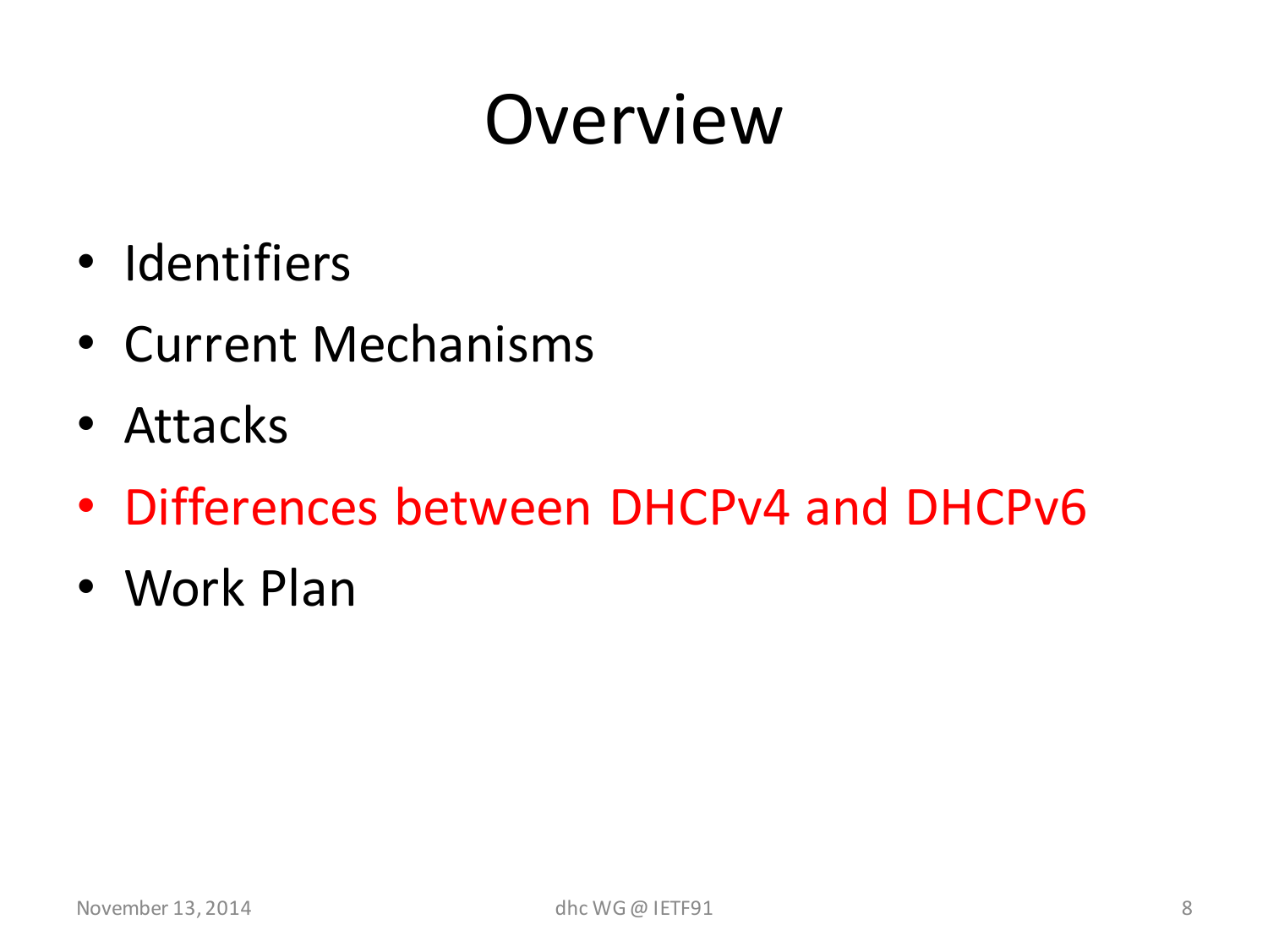# Overview

- Identifiers
- Current Mechanisms
- Attacks
- Differences between DHCPv4 and DHCPv6
- Work Plan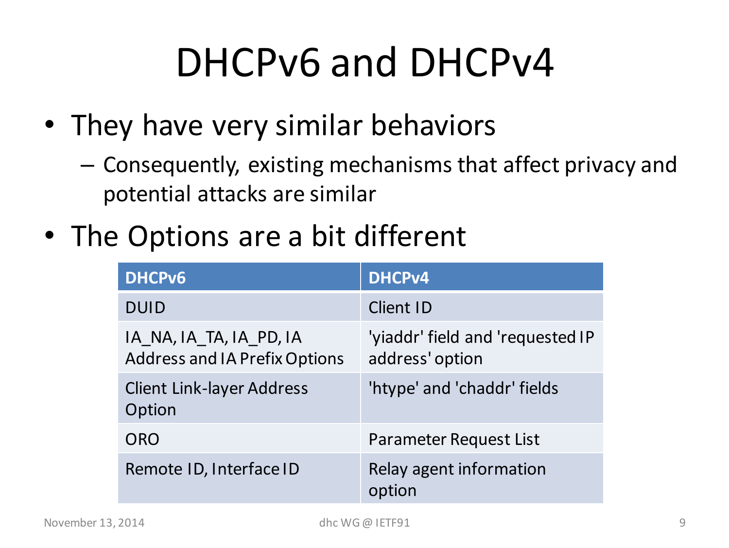# DHCPv6 and DHCPv4

- They have very similar behaviors
  - Consequently, existing mechanisms that affect privacy and potential attacks are similar
- The Options are a bit different

| DHCPv6 | DHCPv4 |
| --- | --- |
| DUID | Client ID |
| IA_NA, IA_TA, IA_PD, IA Address and IA Prefix Options | 'yiaddr' field and 'requested IP address' option |
| Client Link-layer Address Option | 'htype' and 'chaddr' fields |
| ORO | Parameter Request List |
| Remote ID, Interface ID | Relay agent information option |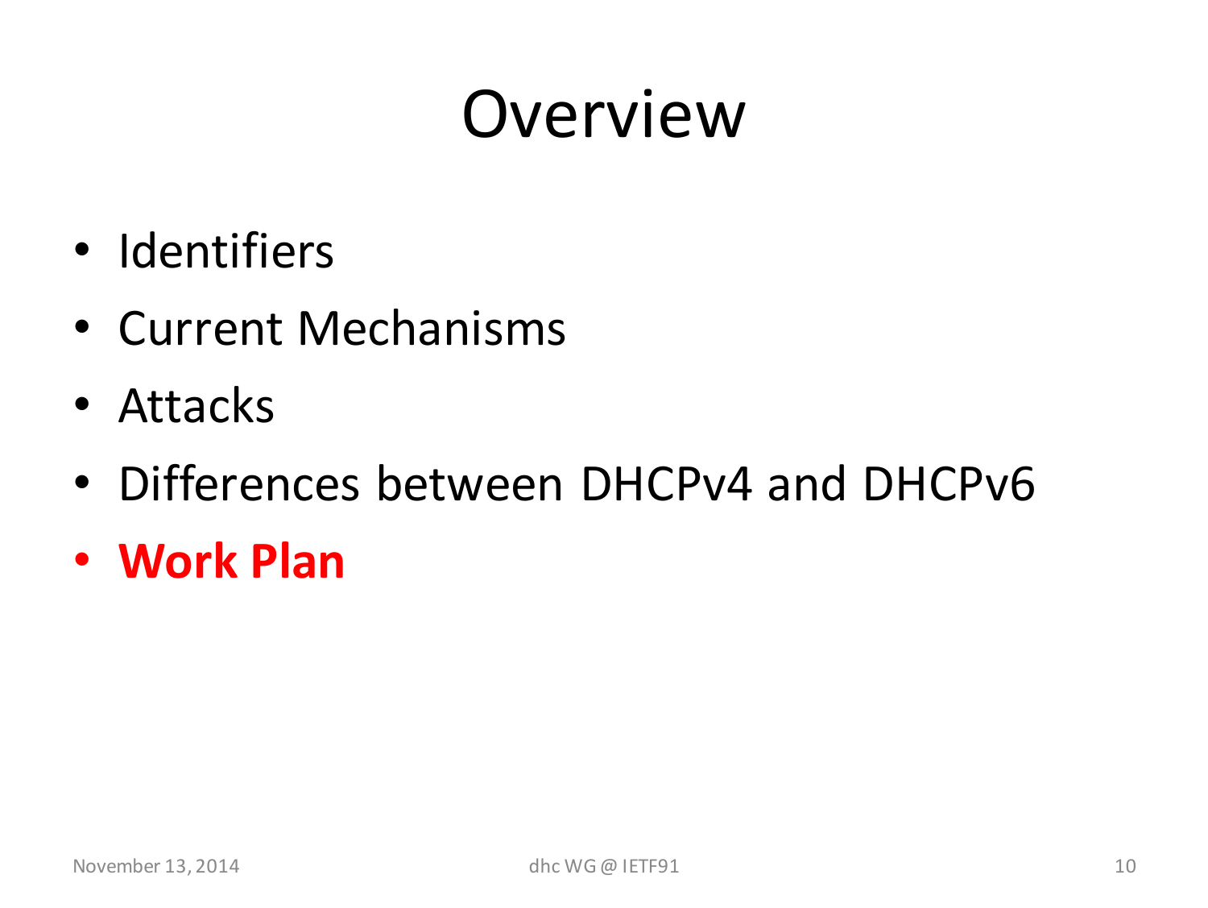# Overview

- Identifiers
- Current Mechanisms
- Attacks
- Differences between DHCPv4 and DHCPv6
- **Work Plan**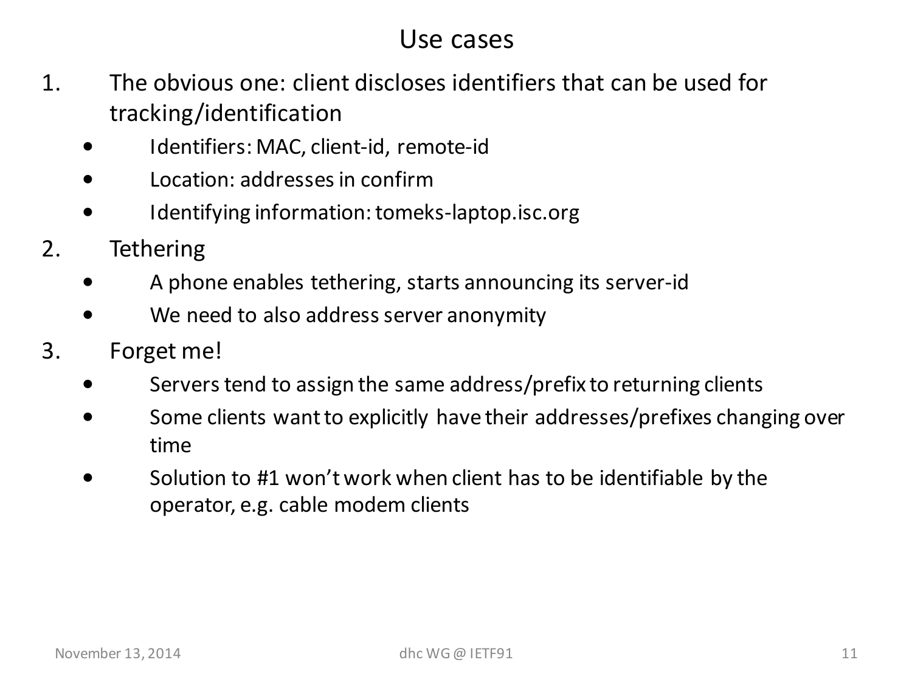# Use cases

1. The obvious one: client discloses identifiers that can be used for tracking/identification
   - Identifiers: MAC, client-id, remote-id
   - Location: addresses in confirm
   - Identifying information: tomeks-laptop.isc.org
2. Tethering
   - A phone enables tethering, starts announcing its server-id
   - We need to also address server anonymity
3. Forget me!
   - Servers tend to assign the same address/prefix to returning clients
   - Some clients want to explicitly have their addresses/prefixes changing over time
   - Solution to #1 won't work when client has to be identifiable by the operator, e.g. cable modem clients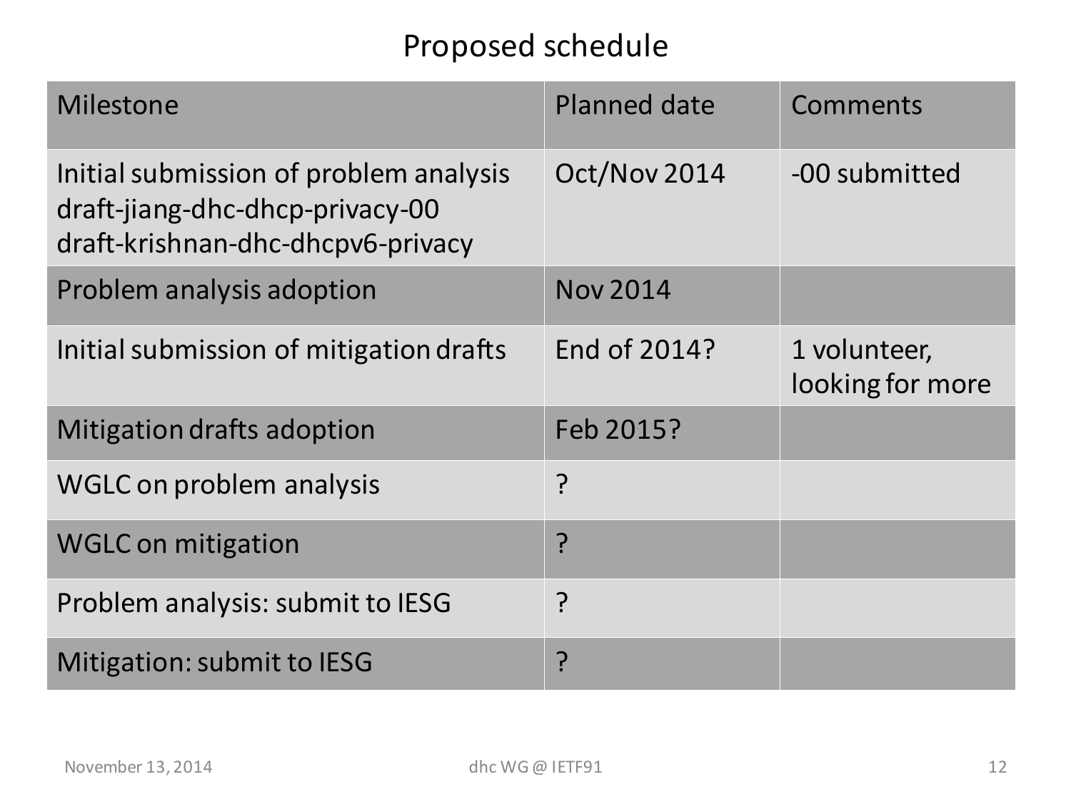# Proposed schedule

| Milestone | Planned date | Comments |
| --- | --- | --- |
| Initial submission of problem analysis<br>draft-jiang-dhc-dhcp-privacy-00<br>draft-krishnan-dhc-dhcpv6-privacy | Oct/Nov 2014 | -00 submitted |
| Problem analysis adoption | Nov 2014 | |
| Initial submission of mitigation drafts | End of 2014? | 1 volunteer, looking for more |
| Mitigation drafts adoption | Feb 2015? | |
| WGLC on problem analysis | ? | |
| WGLC on mitigation | ? | |
| Problem analysis: submit to IESG | ? | |
| Mitigation: submit to IESG | ? | |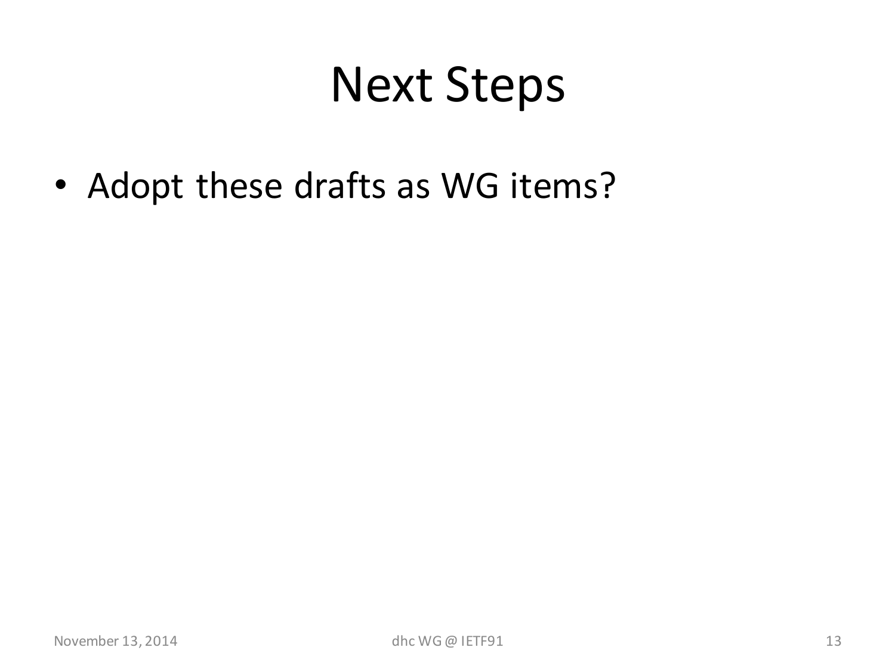# Next Steps

- Adopt these drafts as WG items?